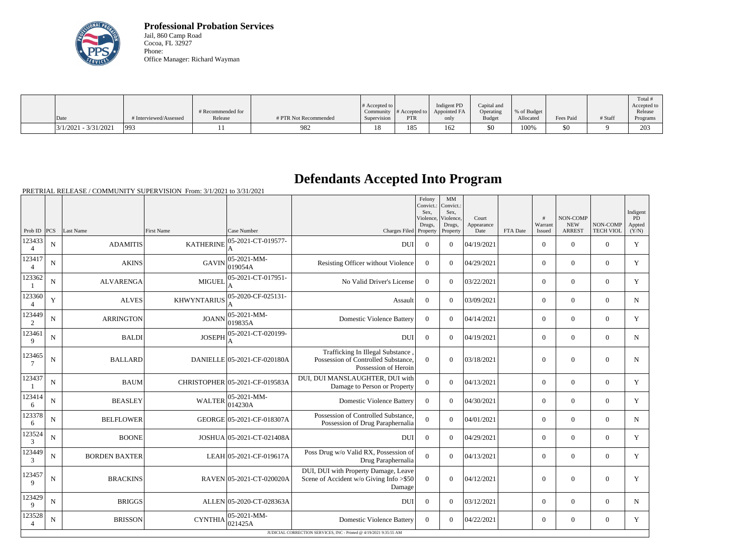**Professional Probation Services**
Jail, 860 Camp Road
Cocoa, FL 32927
Phone:
Office Manager: Richard Wayman

| Date | # Interviewed/Assessed | # Recommended for Release | # PTR Not Recommended | # Accepted to Community Supervision | # Accepted to PTR | Indigent PD Appointed FA only | Capital and Operating Budget | % of Budget Allocated | Fees Paid | # Staff | Total # Accepted to Release Programs |
|---|---|---|---|---|---|---|---|---|---|---|---|
| 3/1/2021 - 3/31/2021 | 993 | 11 | 982 | 18 | 185 | 162 | $0 | 100% | $0 | 9 | 203 |

# Defendants Accepted Into Program

PRETRIAL RELEASE / COMMUNITY SUPERVISION From: 3/1/2021 to 3/31/2021

| Prob ID | PCS | Last Name | First Name | Case Number | Charges Filed | Felony Convict.: Sex, Violence, Drugs, Property | MM Convict.: Sex, Violence, Drugs, Property | Court Appearance Date | FTA Date | # Warrant Issued | NON-COMP NEW ARREST | NON-COMP TECH VIOL | Indigent PD Appted (Y/N) |
|---|---|---|---|---|---|---|---|---|---|---|---|---|---|
| 1234334 | N | ADAMITIS | KATHERINE | 05-2021-CT-019577-A | DUI | 0 | 0 | 04/19/2021 | | 0 | 0 | 0 | Y |
| 1234174 | N | AKINS | GAVIN | 05-2021-MM-019054A | Resisting Officer without Violence | 0 | 0 | 04/29/2021 | | 0 | 0 | 0 | Y |
| 1233621 | N | ALVARENGA | MIGUEL | 05-2021-CT-017951-A | No Valid Driver's License | 0 | 0 | 03/22/2021 | | 0 | 0 | 0 | Y |
| 1233604 | Y | ALVES | KHWYNTARIUS | 05-2020-CF-025131-A | Assault | 0 | 0 | 03/09/2021 | | 0 | 0 | 0 | N |
| 1234492 | N | ARRINGTON | JOANN | 05-2021-MM-019835A | Domestic Violence Battery | 0 | 0 | 04/14/2021 | | 0 | 0 | 0 | Y |
| 1234619 | N | BALDI | JOSEPH | 05-2021-CT-020199-A | DUI | 0 | 0 | 04/19/2021 | | 0 | 0 | 0 | N |
| 1234657 | N | BALLARD | DANIELLE | 05-2021-CF-020180A | Trafficking In Illegal Substance , Possession of Controlled Substance, Possession of Heroin | 0 | 0 | 03/18/2021 | | 0 | 0 | 0 | N |
| 1234371 | N | BAUM | CHRISTOPHER | 05-2021-CF-019583A | DUI, DUI MANSLAUGHTER, DUI with Damage to Person or Property | 0 | 0 | 04/13/2021 | | 0 | 0 | 0 | Y |
| 1234146 | N | BEASLEY | WALTER | 05-2021-MM-014230A | Domestic Violence Battery | 0 | 0 | 04/30/2021 | | 0 | 0 | 0 | Y |
| 1233786 | N | BELFLOWER | GEORGE | 05-2021-CF-018307A | Possession of Controlled Substance, Possession of Drug Paraphernalia | 0 | 0 | 04/01/2021 | | 0 | 0 | 0 | N |
| 1235243 | N | BOONE | JOSHUA | 05-2021-CT-021408A | DUI | 0 | 0 | 04/29/2021 | | 0 | 0 | 0 | Y |
| 1234493 | N | BORDEN BAXTER | LEAH | 05-2021-CF-019617A | Poss Drug w/o Valid RX, Possession of Drug Paraphernalia | 0 | 0 | 04/13/2021 | | 0 | 0 | 0 | Y |
| 1234579 | N | BRACKINS | RAVEN | 05-2021-CT-020020A | DUI, DUI with Property Damage, Leave Scene of Accident w/o Giving Info >$50 Damage | 0 | 0 | 04/12/2021 | | 0 | 0 | 0 | Y |
| 1234299 | N | BRIGGS | ALLEN | 05-2020-CT-028363A | DUI | 0 | 0 | 03/12/2021 | | 0 | 0 | 0 | N |
| 1235284 | N | BRISSON | CYNTHIA | 05-2021-MM-021425A | Domestic Violence Battery | 0 | 0 | 04/22/2021 | | 0 | 0 | 0 | Y |

JUDICIAL CORRECTION SERVICES, INC - Printed @ 4/19/2021 9:35:55 AM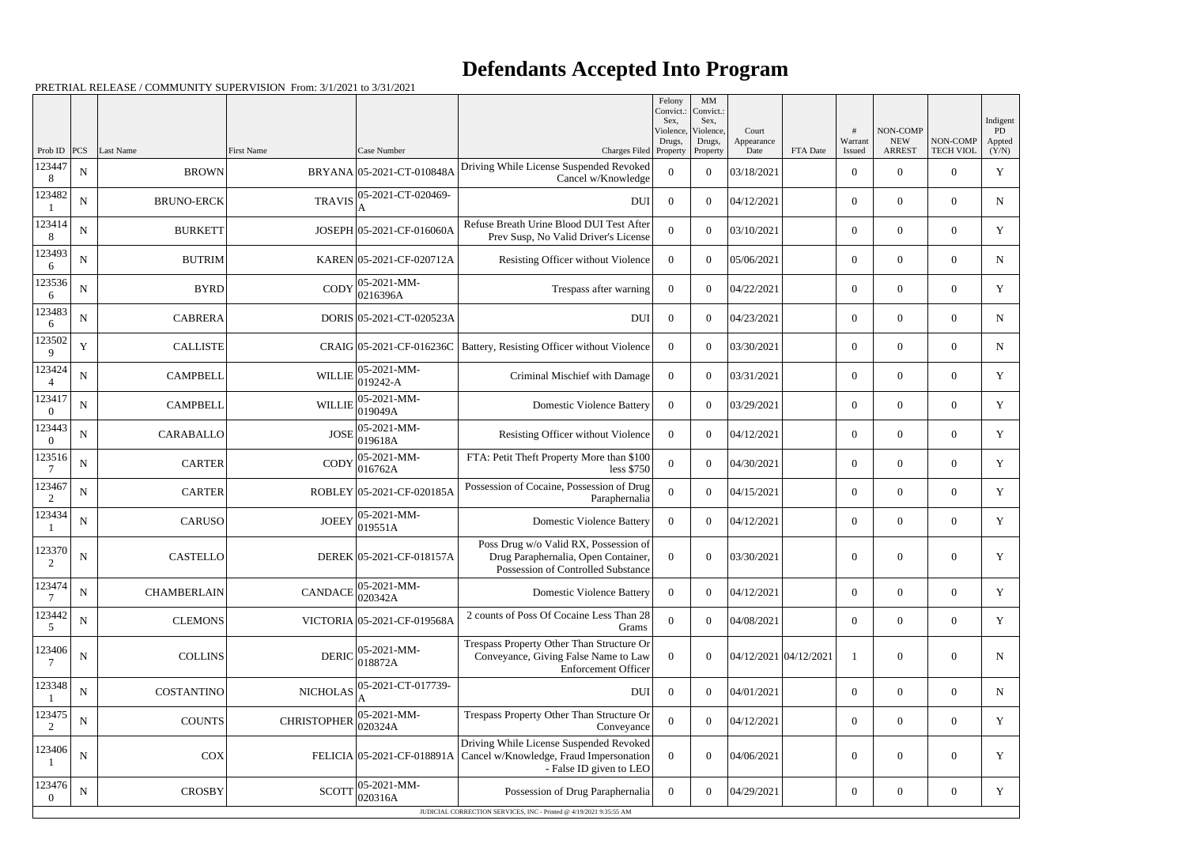# Defendants Accepted Into Program

PRETRIAL RELEASE / COMMUNITY SUPERVISION From: 3/1/2021 to 3/31/2021

| Prob ID | PCS | Last Name | First Name | Case Number | Charges Filed | Felony Convict.: Sex, Violence, Drugs, Property | MM Convict.: Sex, Violence, Drugs, Property | Court Appearance Date | FTA Date | # Warrant Issued | NON-COMP NEW ARREST | NON-COMP TECH VIOL | Indigent PD Appted (Y/N) |
|---|---|---|---|---|---|---|---|---|---|---|---|---|---|
| 1234478 | N | BROWN | BRYANA | 05-2021-CT-010848A | Driving While License Suspended Revoked Cancel w/Knowledge | 0 | 0 | 03/18/2021 | | 0 | 0 | 0 | Y |
| 1234821 | N | BRUNO-ERCK | TRAVIS | 05-2021-CT-020469-A | DUI | 0 | 0 | 04/12/2021 | | 0 | 0 | 0 | N |
| 1234148 | N | BURKETT | JOSEPH | 05-2021-CF-016060A | Refuse Breath Urine Blood DUI Test After Prev Susp, No Valid Driver's License | 0 | 0 | 03/10/2021 | | 0 | 0 | 0 | Y |
| 1234936 | N | BUTRIM | KAREN | 05-2021-CF-020712A | Resisting Officer without Violence | 0 | 0 | 05/06/2021 | | 0 | 0 | 0 | N |
| 1235366 | N | BYRD | CODY | 05-2021-MM-0216396A | Trespass after warning | 0 | 0 | 04/22/2021 | | 0 | 0 | 0 | Y |
| 1234836 | N | CABRERA | DORIS | 05-2021-CT-020523A | DUI | 0 | 0 | 04/23/2021 | | 0 | 0 | 0 | N |
| 1235029 | Y | CALLISTE | CRAIG | 05-2021-CF-016236C | Battery, Resisting Officer without Violence | 0 | 0 | 03/30/2021 | | 0 | 0 | 0 | N |
| 1234244 | N | CAMPBELL | WILLIE | 05-2021-MM-019242-A | Criminal Mischief with Damage | 0 | 0 | 03/31/2021 | | 0 | 0 | 0 | Y |
| 1234170 | N | CAMPBELL | WILLIE | 05-2021-MM-019049A | Domestic Violence Battery | 0 | 0 | 03/29/2021 | | 0 | 0 | 0 | Y |
| 1234430 | N | CARABALLO | JOSE | 05-2021-MM-019618A | Resisting Officer without Violence | 0 | 0 | 04/12/2021 | | 0 | 0 | 0 | Y |
| 1235167 | N | CARTER | CODY | 05-2021-MM-016762A | FTA: Petit Theft Property More than $100 less $750 | 0 | 0 | 04/30/2021 | | 0 | 0 | 0 | Y |
| 1234672 | N | CARTER | ROBLEY | 05-2021-CF-020185A | Possession of Cocaine, Possession of Drug Paraphernalia | 0 | 0 | 04/15/2021 | | 0 | 0 | 0 | Y |
| 1234341 | N | CARUSO | JOEEY | 05-2021-MM-019551A | Domestic Violence Battery | 0 | 0 | 04/12/2021 | | 0 | 0 | 0 | Y |
| 1233702 | N | CASTELLO | DEREK | 05-2021-CF-018157A | Poss Drug w/o Valid RX, Possession of Drug Paraphernalia, Open Container, Possession of Controlled Substance | 0 | 0 | 03/30/2021 | | 0 | 0 | 0 | Y |
| 1234747 | N | CHAMBERLAIN | CANDACE | 05-2021-MM-020342A | Domestic Violence Battery | 0 | 0 | 04/12/2021 | | 0 | 0 | 0 | Y |
| 1234425 | N | CLEMONS | VICTORIA | 05-2021-CF-019568A | 2 counts of Poss Of Cocaine Less Than 28 Grams | 0 | 0 | 04/08/2021 | | 0 | 0 | 0 | Y |
| 1234067 | N | COLLINS | DERIC | 05-2021-MM-018872A | Trespass Property Other Than Structure Or Conveyance, Giving False Name to Law Enforcement Officer | 0 | 0 | 04/12/2021 | 04/12/2021 | 1 | 0 | 0 | N |
| 1233481 | N | COSTANTINO | NICHOLAS | 05-2021-CT-017739-A | DUI | 0 | 0 | 04/01/2021 | | 0 | 0 | 0 | N |
| 1234752 | N | COUNTS | CHRISTOPHER | 05-2021-MM-020324A | Trespass Property Other Than Structure Or Conveyance | 0 | 0 | 04/12/2021 | | 0 | 0 | 0 | Y |
| 1234061 | N | COX | FELICIA | 05-2021-CF-018891A | Driving While License Suspended Revoked Cancel w/Knowledge, Fraud Impersonation - False ID given to LEO | 0 | 0 | 04/06/2021 | | 0 | 0 | 0 | Y |
| 1234760 | N | CROSBY | SCOTT | 05-2021-MM-020316A | Possession of Drug Paraphernalia | 0 | 0 | 04/29/2021 | | 0 | 0 | 0 | Y |

JUDICIAL CORRECTION SERVICES, INC - Printed @ 4/19/2021 9:35:55 AM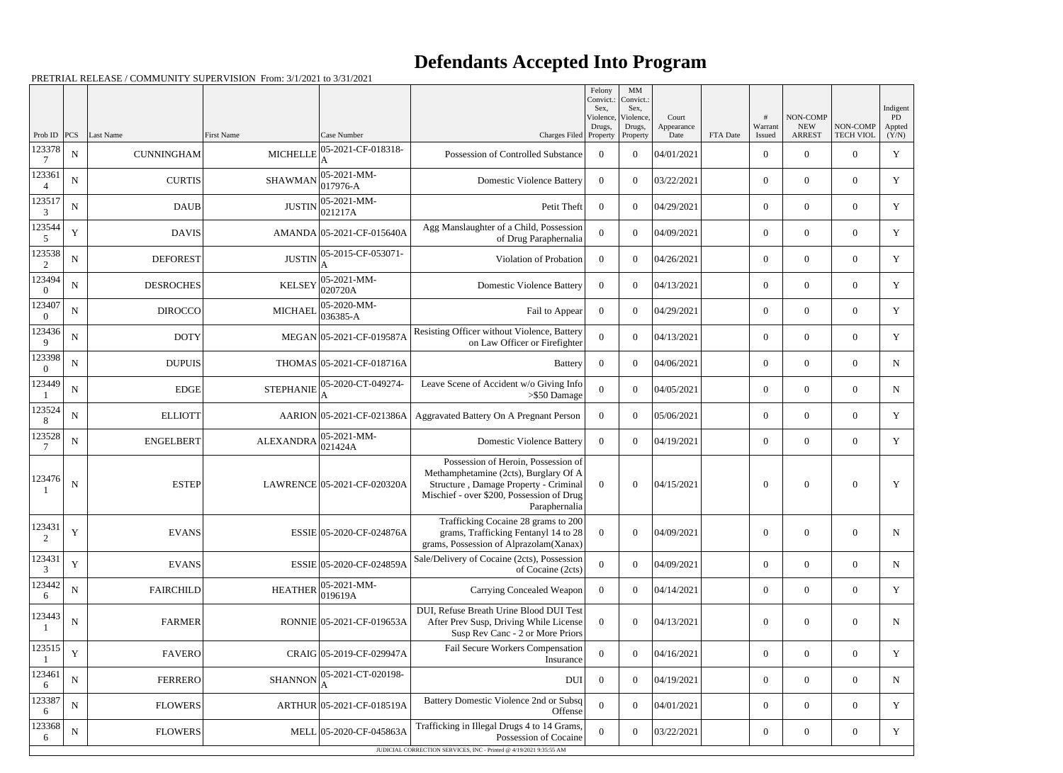# Defendants Accepted Into Program

PRETRIAL RELEASE / COMMUNITY SUPERVISION From: 3/1/2021 to 3/31/2021

| Prob ID | PCS | Last Name | First Name | Case Number | Charges Filed | Felony Convict.: Sex, Violence, Drugs, Property | MM Convict.: Sex, Violence, Drugs, Property | Court Appearance Date | FTA Date | # Warrant Issued | NON-COMP NEW ARREST | NON-COMP TECH VIOL | Indigent PD Appted (Y/N) |
|---|---|---|---|---|---|---|---|---|---|---|---|---|---|
| 1233787 | N | CUNNINGHAM | MICHELLE | 05-2021-CF-018318-A | Possession of Controlled Substance | 0 | 0 | 04/01/2021 | | 0 | 0 | 0 | Y |
| 1233614 | N | CURTIS | SHAWMAN | 05-2021-MM-017976-A | Domestic Violence Battery | 0 | 0 | 03/22/2021 | | 0 | 0 | 0 | Y |
| 1235173 | N | DAUB | JUSTIN | 05-2021-MM-021217A | Petit Theft | 0 | 0 | 04/29/2021 | | 0 | 0 | 0 | Y |
| 1235445 | Y | DAVIS | AMANDA | 05-2021-CF-015640A | Agg Manslaughter of a Child, Possession of Drug Paraphernalia | 0 | 0 | 04/09/2021 | | 0 | 0 | 0 | Y |
| 1235382 | N | DEFOREST | JUSTIN | 05-2015-CF-053071-A | Violation of Probation | 0 | 0 | 04/26/2021 | | 0 | 0 | 0 | Y |
| 1234940 | N | DESROCHES | KELSEY | 05-2021-MM-020720A | Domestic Violence Battery | 0 | 0 | 04/13/2021 | | 0 | 0 | 0 | Y |
| 1234070 | N | DIROCCO | MICHAEL | 05-2020-MM-036385-A | Fail to Appear | 0 | 0 | 04/29/2021 | | 0 | 0 | 0 | Y |
| 1234369 | N | DOTY | MEGAN | 05-2021-CF-019587A | Resisting Officer without Violence, Battery on Law Officer or Firefighter | 0 | 0 | 04/13/2021 | | 0 | 0 | 0 | Y |
| 1233980 | N | DUPUIS | THOMAS | 05-2021-CF-018716A | Battery | 0 | 0 | 04/06/2021 | | 0 | 0 | 0 | N |
| 1234491 | N | EDGE | STEPHANIE | 05-2020-CT-049274-A | Leave Scene of Accident w/o Giving Info >$50 Damage | 0 | 0 | 04/05/2021 | | 0 | 0 | 0 | N |
| 1235248 | N | ELLIOTT | AARION | 05-2021-CF-021386A | Aggravated Battery On A Pregnant Person | 0 | 0 | 05/06/2021 | | 0 | 0 | 0 | Y |
| 1235287 | N | ENGELBERT | ALEXANDRA | 05-2021-MM-021424A | Domestic Violence Battery | 0 | 0 | 04/19/2021 | | 0 | 0 | 0 | Y |
| 1234761 | N | ESTEP | LAWRENCE | 05-2021-CF-020320A | Possession of Heroin, Possession of Methamphetamine (2cts), Burglary Of A Structure , Damage Property - Criminal Mischief - over $200, Possession of Drug Paraphernalia | 0 | 0 | 04/15/2021 | | 0 | 0 | 0 | Y |
| 1234312 | Y | EVANS | ESSIE | 05-2020-CF-024876A | Trafficking Cocaine 28 grams to 200 grams, Trafficking Fentanyl 14 to 28 grams, Possession of Alprazolam(Xanax) | 0 | 0 | 04/09/2021 | | 0 | 0 | 0 | N |
| 1234313 | Y | EVANS | ESSIE | 05-2020-CF-024859A | Sale/Delivery of Cocaine (2cts), Possession of Cocaine (2cts) | 0 | 0 | 04/09/2021 | | 0 | 0 | 0 | N |
| 1234426 | N | FAIRCHILD | HEATHER | 05-2021-MM-019619A | Carrying Concealed Weapon | 0 | 0 | 04/14/2021 | | 0 | 0 | 0 | Y |
| 1234431 | N | FARMER | RONNIE | 05-2021-CF-019653A | DUI, Refuse Breath Urine Blood DUI Test After Prev Susp, Driving While License Susp Rev Canc - 2 or More Priors | 0 | 0 | 04/13/2021 | | 0 | 0 | 0 | N |
| 1235151 | Y | FAVERO | CRAIG | 05-2019-CF-029947A | Fail Secure Workers Compensation Insurance | 0 | 0 | 04/16/2021 | | 0 | 0 | 0 | Y |
| 1234616 | N | FERRERO | SHANNON | 05-2021-CT-020198-A | DUI | 0 | 0 | 04/19/2021 | | 0 | 0 | 0 | N |
| 1233876 | N | FLOWERS | ARTHUR | 05-2021-CF-018519A | Battery Domestic Violence 2nd or Subsq Offense | 0 | 0 | 04/01/2021 | | 0 | 0 | 0 | Y |
| 1233686 | N | FLOWERS | MELL | 05-2020-CF-045863A | Trafficking in Illegal Drugs 4 to 14 Grams, Possession of Cocaine | 0 | 0 | 03/22/2021 | | 0 | 0 | 0 | Y |

JUDICIAL CORRECTION SERVICES, INC - Printed @ 4/19/2021 9:35:55 AM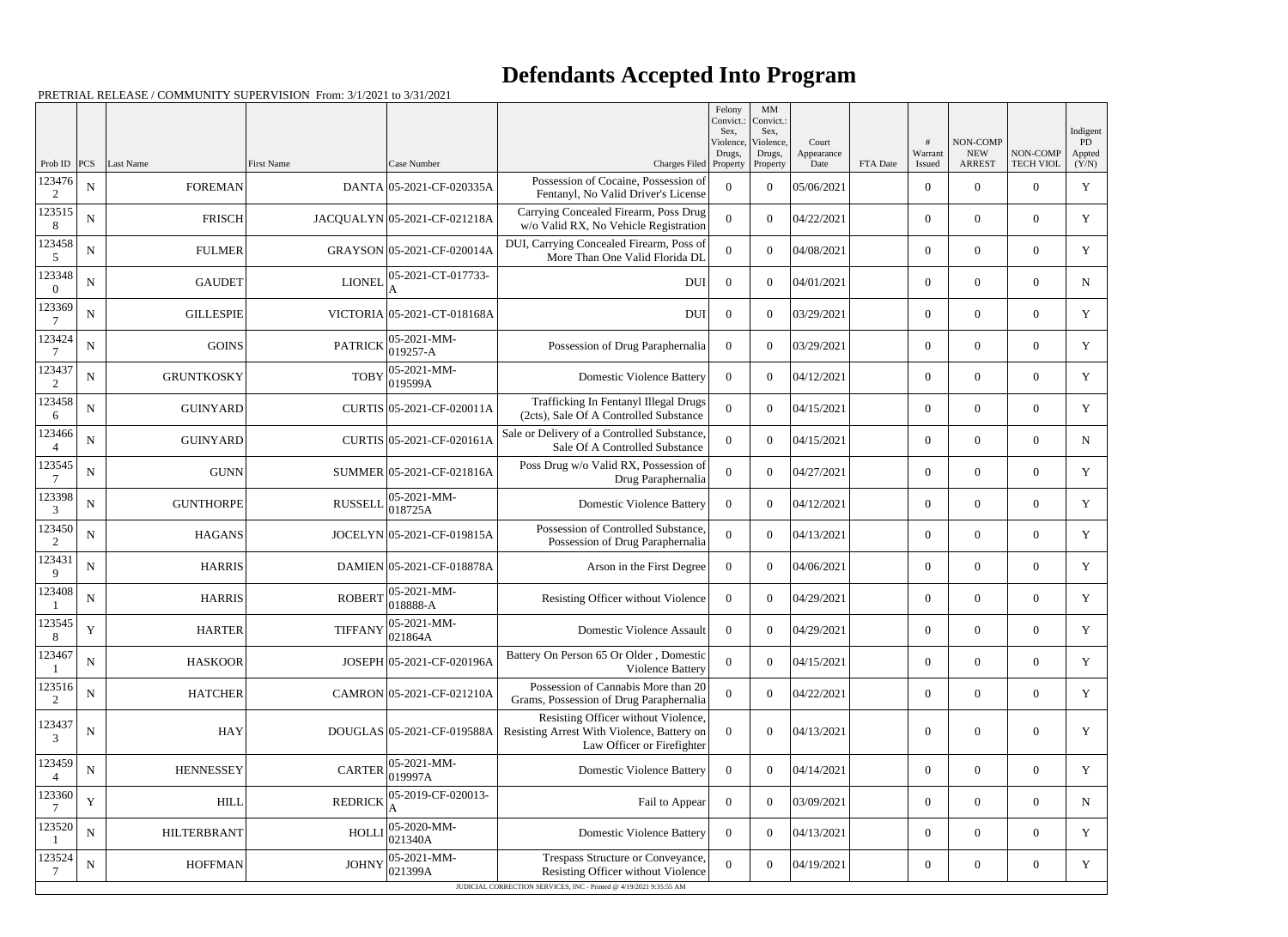# Defendants Accepted Into Program

PRETRIAL RELEASE / COMMUNITY SUPERVISION From: 3/1/2021 to 3/31/2021

| Prob ID | PCS | Last Name | First Name | Case Number | Charges Filed | Felony Convict.: Sex, Violence, Drugs, Property | MM Convict.: Sex, Violence, Drugs, Property | Court Appearance Date | FTA Date | # Warrant Issued | NON-COMP NEW ARREST | NON-COMP TECH VIOL | Indigent PD Appted (Y/N) |
|---|---|---|---|---|---|---|---|---|---|---|---|---|---|
| 1234762 | N | FOREMAN | DANTA | 05-2021-CF-020335A | Possession of Cocaine, Possession of Fentanyl, No Valid Driver's License | 0 | 0 | 05/06/2021 | | 0 | 0 | 0 | Y |
| 1235158 | N | FRISCH | JACQUALYN | 05-2021-CF-021218A | Carrying Concealed Firearm, Poss Drug w/o Valid RX, No Vehicle Registration | 0 | 0 | 04/22/2021 | | 0 | 0 | 0 | Y |
| 1234585 | N | FULMER | GRAYSON | 05-2021-CF-020014A | DUI, Carrying Concealed Firearm, Poss of More Than One Valid Florida DL | 0 | 0 | 04/08/2021 | | 0 | 0 | 0 | Y |
| 1233480 | N | GAUDET | LIONEL | 05-2021-CT-017733-A | DUI | 0 | 0 | 04/01/2021 | | 0 | 0 | 0 | N |
| 1233697 | N | GILLESPIE | VICTORIA | 05-2021-CT-018168A | DUI | 0 | 0 | 03/29/2021 | | 0 | 0 | 0 | Y |
| 1234247 | N | GOINS | PATRICK | 05-2021-MM-019257-A | Possession of Drug Paraphernalia | 0 | 0 | 03/29/2021 | | 0 | 0 | 0 | Y |
| 1234372 | N | GRUNTKOSKY | TOBY | 05-2021-MM-019599A | Domestic Violence Battery | 0 | 0 | 04/12/2021 | | 0 | 0 | 0 | Y |
| 1234586 | N | GUINYARD | CURTIS | 05-2021-CF-020011A | Trafficking In Fentanyl Illegal Drugs (2cts), Sale Of A Controlled Substance | 0 | 0 | 04/15/2021 | | 0 | 0 | 0 | Y |
| 1234664 | N | GUINYARD | CURTIS | 05-2021-CF-020161A | Sale or Delivery of a Controlled Substance, Sale Of A Controlled Substance | 0 | 0 | 04/15/2021 | | 0 | 0 | 0 | N |
| 1235457 | N | GUNN | SUMMER | 05-2021-CF-021816A | Poss Drug w/o Valid RX, Possession of Drug Paraphernalia | 0 | 0 | 04/27/2021 | | 0 | 0 | 0 | Y |
| 1233983 | N | GUNTHORPE | RUSSELL | 05-2021-MM-018725A | Domestic Violence Battery | 0 | 0 | 04/12/2021 | | 0 | 0 | 0 | Y |
| 1234502 | N | HAGANS | JOCELYN | 05-2021-CF-019815A | Possession of Controlled Substance, Possession of Drug Paraphernalia | 0 | 0 | 04/13/2021 | | 0 | 0 | 0 | Y |
| 1234319 | N | HARRIS | DAMIEN | 05-2021-CF-018878A | Arson in the First Degree | 0 | 0 | 04/06/2021 | | 0 | 0 | 0 | Y |
| 1234081 | N | HARRIS | ROBERT | 05-2021-MM-018888-A | Resisting Officer without Violence | 0 | 0 | 04/29/2021 | | 0 | 0 | 0 | Y |
| 1235458 | Y | HARTER | TIFFANY | 05-2021-MM-021864A | Domestic Violence Assault | 0 | 0 | 04/29/2021 | | 0 | 0 | 0 | Y |
| 1234671 | N | HASKOOR | JOSEPH | 05-2021-CF-020196A | Battery On Person 65 Or Older , Domestic Violence Battery | 0 | 0 | 04/15/2021 | | 0 | 0 | 0 | Y |
| 1235162 | N | HATCHER | CAMRON | 05-2021-CF-021210A | Possession of Cannabis More than 20 Grams, Possession of Drug Paraphernalia | 0 | 0 | 04/22/2021 | | 0 | 0 | 0 | Y |
| 1234373 | N | HAY | DOUGLAS | 05-2021-CF-019588A | Resisting Officer without Violence, Resisting Arrest With Violence, Battery on Law Officer or Firefighter | 0 | 0 | 04/13/2021 | | 0 | 0 | 0 | Y |
| 1234594 | N | HENNESSEY | CARTER | 05-2021-MM-019997A | Domestic Violence Battery | 0 | 0 | 04/14/2021 | | 0 | 0 | 0 | Y |
| 1233607 | Y | HILL | REDRICK | 05-2019-CF-020013-A | Fail to Appear | 0 | 0 | 03/09/2021 | | 0 | 0 | 0 | N |
| 1235201 | N | HILTERBRANT | HOLLI | 05-2020-MM-021340A | Domestic Violence Battery | 0 | 0 | 04/13/2021 | | 0 | 0 | 0 | Y |
| 1235247 | N | HOFFMAN | JOHNY | 05-2021-MM-021399A | Trespass Structure or Conveyance, Resisting Officer without Violence | 0 | 0 | 04/19/2021 | | 0 | 0 | 0 | Y |

JUDICIAL CORRECTION SERVICES, INC - Printed @ 4/19/2021 9:35:55 AM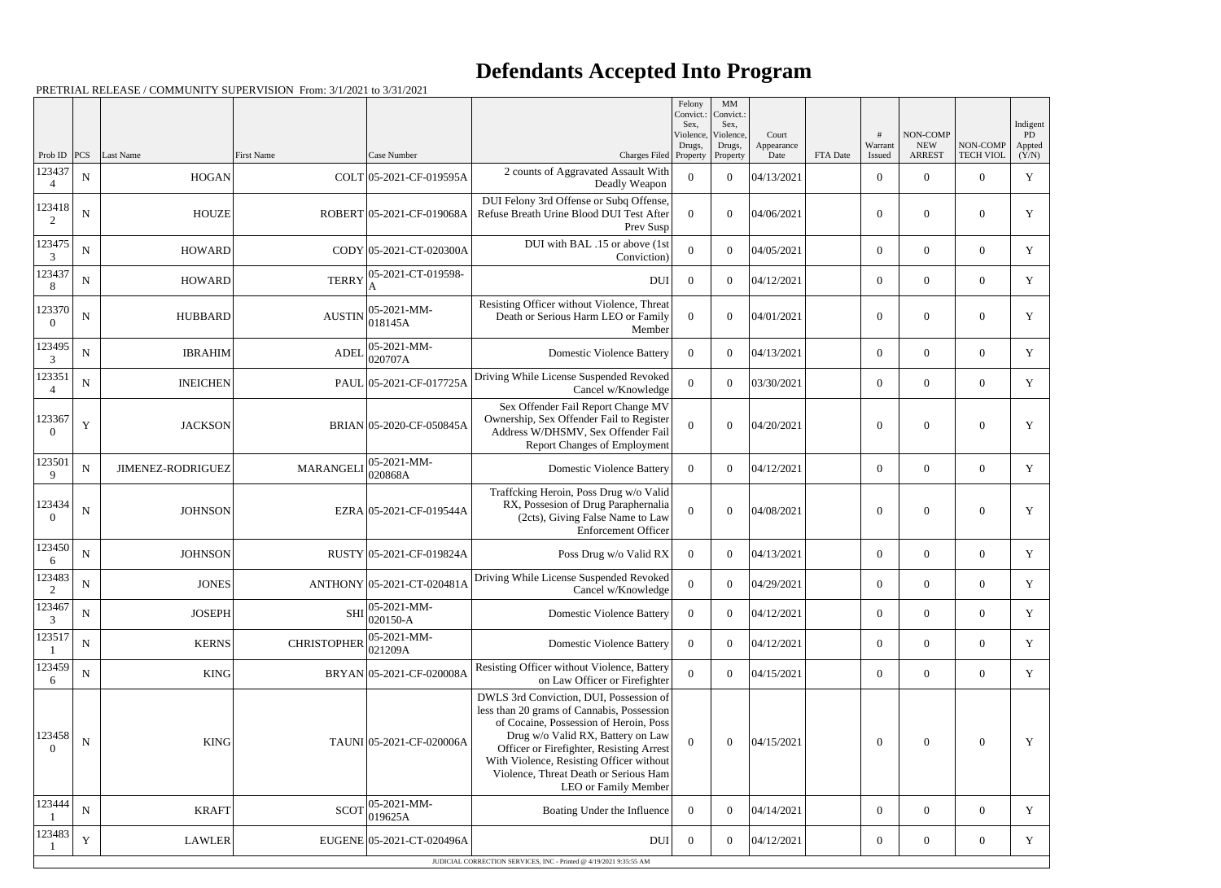# Defendants Accepted Into Program

PRETRIAL RELEASE / COMMUNITY SUPERVISION From: 3/1/2021 to 3/31/2021

| Prob ID | PCS | Last Name | First Name | Case Number | Charges Filed | Felony Convict.: Sex, Violence, Drugs, Property | MM Convict.: Sex, Violence, Drugs, Property | Court Appearance Date | FTA Date | # Warrant Issued | NON-COMP NEW ARREST | NON-COMP TECH VIOL | Indigent PD Appted (Y/N) |
|---|---|---|---|---|---|---|---|---|---|---|---|---|---|
| 1234374 | N | HOGAN | COLT | 05-2021-CF-019595A | 2 counts of Aggravated Assault With Deadly Weapon | 0 | 0 | 04/13/2021 | | 0 | 0 | 0 | Y |
| 1234182 | N | HOUZE | ROBERT | 05-2021-CF-019068A | DUI Felony 3rd Offense or Subq Offense, Refuse Breath Urine Blood DUI Test After Prev Susp | 0 | 0 | 04/06/2021 | | 0 | 0 | 0 | Y |
| 1234753 | N | HOWARD | CODY | 05-2021-CT-020300A | DUI with BAL .15 or above (1st Conviction) | 0 | 0 | 04/05/2021 | | 0 | 0 | 0 | Y |
| 1234378 | N | HOWARD | TERRY | 05-2021-CT-019598-A | DUI | 0 | 0 | 04/12/2021 | | 0 | 0 | 0 | Y |
| 1233700 | N | HUBBARD | AUSTIN | 05-2021-MM-018145A | Resisting Officer without Violence, Threat Death or Serious Harm LEO or Family Member | 0 | 0 | 04/01/2021 | | 0 | 0 | 0 | Y |
| 1234953 | N | IBRAHIM | ADEL | 05-2021-MM-020707A | Domestic Violence Battery | 0 | 0 | 04/13/2021 | | 0 | 0 | 0 | Y |
| 1233514 | N | INEICHEN | PAUL | 05-2021-CF-017725A | Driving While License Suspended Revoked Cancel w/Knowledge | 0 | 0 | 03/30/2021 | | 0 | 0 | 0 | Y |
| 1233670 | Y | JACKSON | BRIAN | 05-2020-CF-050845A | Sex Offender Fail Report Change MV Ownership, Sex Offender Fail to Register Address W/DHSMV, Sex Offender Fail Report Changes of Employment | 0 | 0 | 04/20/2021 | | 0 | 0 | 0 | Y |
| 1235019 | N | JIMENEZ-RODRIGUEZ | MARANGELI | 05-2021-MM-020868A | Domestic Violence Battery | 0 | 0 | 04/12/2021 | | 0 | 0 | 0 | Y |
| 1234340 | N | JOHNSON | EZRA | 05-2021-CF-019544A | Traffcking Heroin, Poss Drug w/o Valid RX, Possesion of Drug Paraphernalia (2cts), Giving False Name to Law Enforcement Officer | 0 | 0 | 04/08/2021 | | 0 | 0 | 0 | Y |
| 1234506 | N | JOHNSON | RUSTY | 05-2021-CF-019824A | Poss Drug w/o Valid RX | 0 | 0 | 04/13/2021 | | 0 | 0 | 0 | Y |
| 1234832 | N | JONES | ANTHONY | 05-2021-CT-020481A | Driving While License Suspended Revoked Cancel w/Knowledge | 0 | 0 | 04/29/2021 | | 0 | 0 | 0 | Y |
| 1234673 | N | JOSEPH | SHI | 05-2021-MM-020150-A | Domestic Violence Battery | 0 | 0 | 04/12/2021 | | 0 | 0 | 0 | Y |
| 1235171 | N | KERNS | CHRISTOPHER | 05-2021-MM-021209A | Domestic Violence Battery | 0 | 0 | 04/12/2021 | | 0 | 0 | 0 | Y |
| 1234596 | N | KING | BRYAN | 05-2021-CF-020008A | Resisting Officer without Violence, Battery on Law Officer or Firefighter | 0 | 0 | 04/15/2021 | | 0 | 0 | 0 | Y |
| 1234580 | N | KING | TAUNI | 05-2021-CF-020006A | DWLS 3rd Conviction, DUI, Possession of less than 20 grams of Cannabis, Possession of Cocaine, Possession of Heroin, Poss Drug w/o Valid RX, Battery on Law Officer or Firefighter, Resisting Arrest With Violence, Resisting Officer without Violence, Threat Death or Serious Ham LEO or Family Member | 0 | 0 | 04/15/2021 | | 0 | 0 | 0 | Y |
| 1234441 | N | KRAFT | SCOT | 05-2021-MM-019625A | Boating Under the Influence | 0 | 0 | 04/14/2021 | | 0 | 0 | 0 | Y |
| 1234831 | Y | LAWLER | EUGENE | 05-2021-CT-020496A | DUI | 0 | 0 | 04/12/2021 | | 0 | 0 | 0 | Y |

JUDICIAL CORRECTION SERVICES, INC - Printed @ 4/19/2021 9:35:55 AM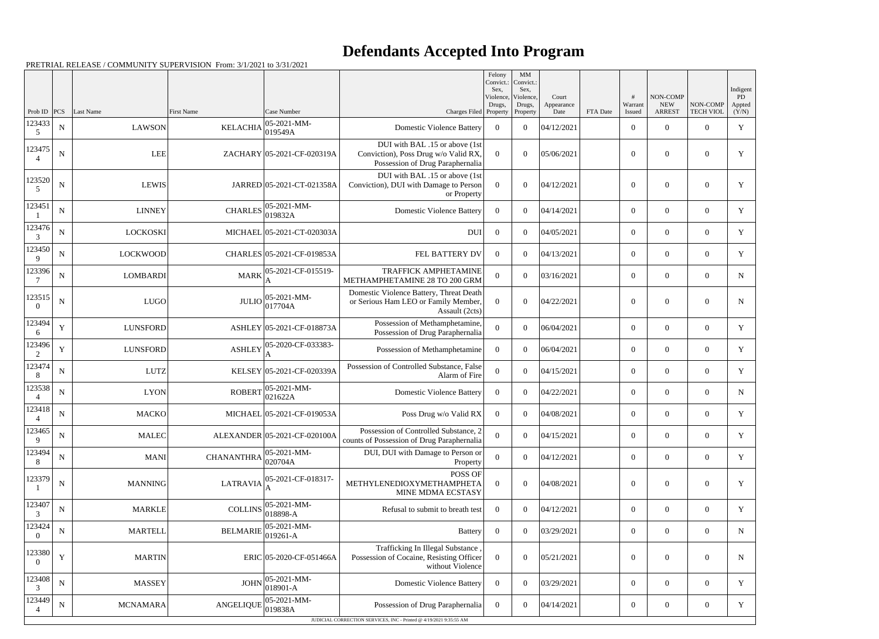# Defendants Accepted Into Program

PRETRIAL RELEASE / COMMUNITY SUPERVISION From: 3/1/2021 to 3/31/2021

| Prob ID | PCS | Last Name | First Name | Case Number | Charges Filed | Felony Convict.: Sex, Violence, Drugs, Property | MM Convict.: Sex, Violence, Drugs, Property | Court Appearance Date | FTA Date | # Warrant Issued | NON-COMP NEW ARREST | NON-COMP TECH VIOL | Indigent PD Appted (Y/N) |
|---|---|---|---|---|---|---|---|---|---|---|---|---|---|
| 1234335 | N | LAWSON | KELACHIA | 05-2021-MM-019549A | Domestic Violence Battery | 0 | 0 | 04/12/2021 | | 0 | 0 | 0 | Y |
| 1234754 | N | LEE | ZACHARY | 05-2021-CF-020319A | DUI with BAL .15 or above (1st Conviction), Poss Drug w/o Valid RX, Possession of Drug Paraphernalia | 0 | 0 | 05/06/2021 | | 0 | 0 | 0 | Y |
| 1235205 | N | LEWIS | JARRED | 05-2021-CT-021358A | DUI with BAL .15 or above (1st Conviction), DUI with Damage to Person or Property | 0 | 0 | 04/12/2021 | | 0 | 0 | 0 | Y |
| 1234511 | N | LINNEY | CHARLES | 05-2021-MM-019832A | Domestic Violence Battery | 0 | 0 | 04/14/2021 | | 0 | 0 | 0 | Y |
| 1234763 | N | LOCKOSKI | MICHAEL | 05-2021-CT-020303A | DUI | 0 | 0 | 04/05/2021 | | 0 | 0 | 0 | Y |
| 1234509 | N | LOCKWOOD | CHARLES | 05-2021-CF-019853A | FEL BATTERY DV | 0 | 0 | 04/13/2021 | | 0 | 0 | 0 | Y |
| 1233967 | N | LOMBARDI | MARK | 05-2021-CF-015519-A | TRAFFICK AMPHETAMINE METHAMPHETAMINE 28 TO 200 GRM | 0 | 0 | 03/16/2021 | | 0 | 0 | 0 | N |
| 1235150 | N | LUGO | JULIO | 05-2021-MM-017704A | Domestic Violence Battery, Threat Death or Serious Ham LEO or Family Member, Assault (2cts) | 0 | 0 | 04/22/2021 | | 0 | 0 | 0 | N |
| 1234946 | Y | LUNSFORD | ASHLEY | 05-2021-CF-018873A | Possession of Methamphetamine, Possession of Drug Paraphernalia | 0 | 0 | 06/04/2021 | | 0 | 0 | 0 | Y |
| 1234962 | Y | LUNSFORD | ASHLEY | 05-2020-CF-033383-A | Possession of Methamphetamine | 0 | 0 | 06/04/2021 | | 0 | 0 | 0 | Y |
| 1234748 | N | LUTZ | KELSEY | 05-2021-CF-020339A | Possession of Controlled Substance, False Alarm of Fire | 0 | 0 | 04/15/2021 | | 0 | 0 | 0 | Y |
| 1235384 | N | LYON | ROBERT | 05-2021-MM-021622A | Domestic Violence Battery | 0 | 0 | 04/22/2021 | | 0 | 0 | 0 | N |
| 1234184 | N | MACKO | MICHAEL | 05-2021-CF-019053A | Poss Drug w/o Valid RX | 0 | 0 | 04/08/2021 | | 0 | 0 | 0 | Y |
| 1234659 | N | MALEC | ALEXANDER | 05-2021-CF-020100A | Possession of Controlled Substance, 2 counts of Possession of Drug Paraphernalia | 0 | 0 | 04/15/2021 | | 0 | 0 | 0 | Y |
| 1234948 | N | MANI | CHANANTHRA | 05-2021-MM-020704A | DUI, DUI with Damage to Person or Property | 0 | 0 | 04/12/2021 | | 0 | 0 | 0 | Y |
| 1233791 | N | MANNING | LATRAVIA | 05-2021-CF-018317-A | POSS OF METHYLENEDIOXYMETHAMPHETAMINE MDMA ECSTASY | 0 | 0 | 04/08/2021 | | 0 | 0 | 0 | Y |
| 1234073 | N | MARKLE | COLLINS | 05-2021-MM-018898-A | Refusal to submit to breath test | 0 | 0 | 04/12/2021 | | 0 | 0 | 0 | Y |
| 1234240 | N | MARTELL | BELMARIE | 05-2021-MM-019261-A | Battery | 0 | 0 | 03/29/2021 | | 0 | 0 | 0 | N |
| 1233800 | Y | MARTIN | ERIC | 05-2020-CF-051466A | Trafficking In Illegal Substance , Possession of Cocaine, Resisting Officer without Violence | 0 | 0 | 05/21/2021 | | 0 | 0 | 0 | N |
| 1234083 | N | MASSEY | JOHN | 05-2021-MM-018901-A | Domestic Violence Battery | 0 | 0 | 03/29/2021 | | 0 | 0 | 0 | Y |
| 1234494 | N | MCNAMARA | ANGELIQUE | 05-2021-MM-019838A | Possession of Drug Paraphernalia | 0 | 0 | 04/14/2021 | | 0 | 0 | 0 | Y |

JUDICIAL CORRECTION SERVICES, INC - Printed @ 4/19/2021 9:35:55 AM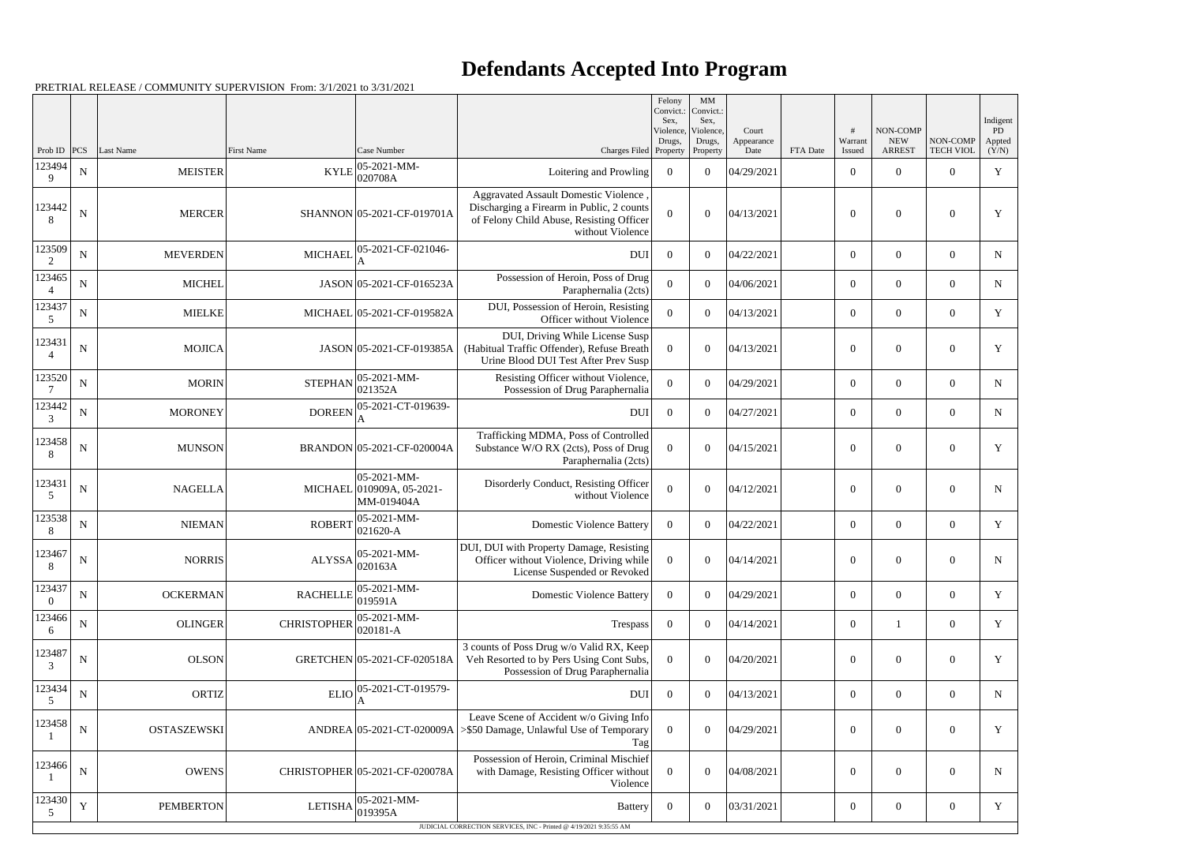# Defendants Accepted Into Program

PRETRIAL RELEASE / COMMUNITY SUPERVISION From: 3/1/2021 to 3/31/2021

| Prob ID | PCS | Last Name | First Name | Case Number | Charges Filed | Felony Convict.: Sex, Violence, Drugs, Property | MM Convict.: Sex, Violence, Drugs, Property | Court Appearance Date | FTA Date | # Warrant Issued | NON-COMP NEW ARREST | NON-COMP TECH VIOL | Indigent PD Appted (Y/N) |
|---|---|---|---|---|---|---|---|---|---|---|---|---|---|
| 1234949 | N | MEISTER | KYLE | 05-2021-MM-020708A | Loitering and Prowling | 0 | 0 | 04/29/2021 | | 0 | 0 | 0 | Y |
| 1234428 | N | MERCER | SHANNON | 05-2021-CF-019701A | Aggravated Assault Domestic Violence , Discharging a Firearm in Public, 2 counts of Felony Child Abuse, Resisting Officer without Violence | 0 | 0 | 04/13/2021 | | 0 | 0 | 0 | Y |
| 1235092 | N | MEVERDEN | MICHAEL | 05-2021-CF-021046-A | DUI | 0 | 0 | 04/22/2021 | | 0 | 0 | 0 | N |
| 1234654 | N | MICHEL | JASON | 05-2021-CF-016523A | Possession of Heroin, Poss of Drug Paraphernalia (2cts) | 0 | 0 | 04/06/2021 | | 0 | 0 | 0 | N |
| 1234375 | N | MIELKE | MICHAEL | 05-2021-CF-019582A | DUI, Possession of Heroin, Resisting Officer without Violence | 0 | 0 | 04/13/2021 | | 0 | 0 | 0 | Y |
| 1234314 | N | MOJICA | JASON | 05-2021-CF-019385A | DUI, Driving While License Susp (Habitual Traffic Offender), Refuse Breath Urine Blood DUI Test After Prev Susp | 0 | 0 | 04/13/2021 | | 0 | 0 | 0 | Y |
| 1235207 | N | MORIN | STEPHAN | 05-2021-MM-021352A | Resisting Officer without Violence, Possession of Drug Paraphernalia | 0 | 0 | 04/29/2021 | | 0 | 0 | 0 | N |
| 1234423 | N | MORONEY | DOREEN | 05-2021-CT-019639-A | DUI | 0 | 0 | 04/27/2021 | | 0 | 0 | 0 | N |
| 1234588 | N | MUNSON | BRANDON | 05-2021-CF-020004A | Trafficking MDMA, Poss of Controlled Substance W/O RX (2cts), Poss of Drug Paraphernalia (2cts) | 0 | 0 | 04/15/2021 | | 0 | 0 | 0 | Y |
| 1234315 | N | NAGELLA | MICHAEL | 05-2021-MM-010909A, 05-2021-MM-019404A | Disorderly Conduct, Resisting Officer without Violence | 0 | 0 | 04/12/2021 | | 0 | 0 | 0 | N |
| 1235388 | N | NIEMAN | ROBERT | 05-2021-MM-021620-A | Domestic Violence Battery | 0 | 0 | 04/22/2021 | | 0 | 0 | 0 | Y |
| 1234678 | N | NORRIS | ALYSSA | 05-2021-MM-020163A | DUI, DUI with Property Damage, Resisting Officer without Violence, Driving while License Suspended or Revoked | 0 | 0 | 04/14/2021 | | 0 | 0 | 0 | N |
| 1234370 | N | OCKERMAN | RACHELLE | 05-2021-MM-019591A | Domestic Violence Battery | 0 | 0 | 04/29/2021 | | 0 | 0 | 0 | Y |
| 1234666 | N | OLINGER | CHRISTOPHER | 05-2021-MM-020181-A | Trespass | 0 | 0 | 04/14/2021 | | 0 | 1 | 0 | Y |
| 1234873 | N | OLSON | GRETCHEN | 05-2021-CF-020518A | 3 counts of Poss Drug w/o Valid RX, Keep Veh Resorted to by Pers Using Cont Subs, Possession of Drug Paraphernalia | 0 | 0 | 04/20/2021 | | 0 | 0 | 0 | Y |
| 1234345 | N | ORTIZ | ELIO | 05-2021-CT-019579-A | DUI | 0 | 0 | 04/13/2021 | | 0 | 0 | 0 | N |
| 1234581 | N | OSTASZEWSKI | ANDREA | 05-2021-CT-020009A | Leave Scene of Accident w/o Giving Info >$50 Damage, Unlawful Use of Temporary Tag | 0 | 0 | 04/29/2021 | | 0 | 0 | 0 | Y |
| 1234661 | N | OWENS | CHRISTOPHER | 05-2021-CF-020078A | Possession of Heroin, Criminal Mischief with Damage, Resisting Officer without Violence | 0 | 0 | 04/08/2021 | | 0 | 0 | 0 | N |
| 1234305 | Y | PEMBERTON | LETISHA | 05-2021-MM-019395A | Battery | 0 | 0 | 03/31/2021 | | 0 | 0 | 0 | Y |

JUDICIAL CORRECTION SERVICES, INC - Printed @ 4/19/2021 9:35:55 AM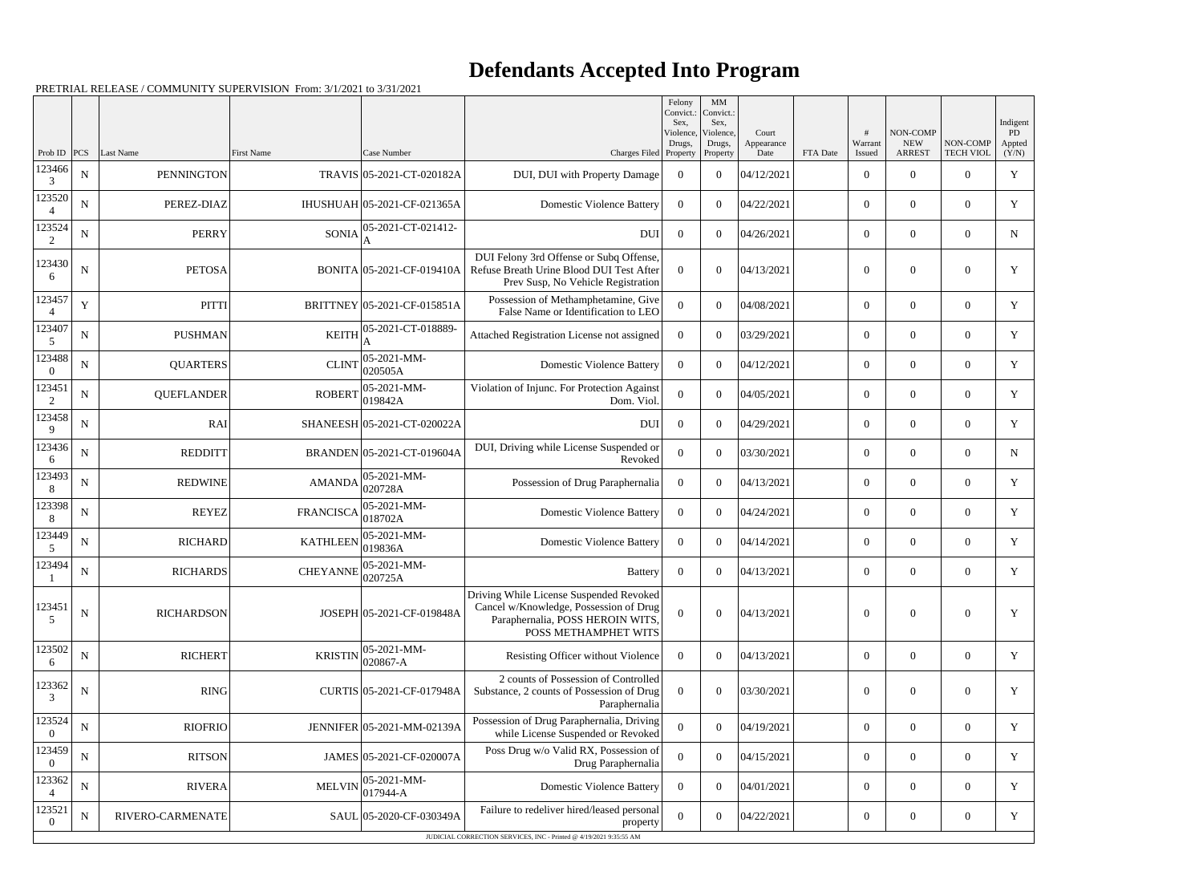# Defendants Accepted Into Program

PRETRIAL RELEASE / COMMUNITY SUPERVISION From: 3/1/2021 to 3/31/2021

| Prob ID | PCS | Last Name | First Name | Case Number | Charges Filed | Felony Convict.: Sex, Violence, Drugs, Property | MM Convict.: Sex, Violence, Drugs, Property | Court Appearance Date | FTA Date | # Warrant Issued | NON-COMP NEW ARREST | NON-COMP TECH VIOL | Indigent PD Appted (Y/N) |
|---|---|---|---|---|---|---|---|---|---|---|---|---|---|
| 1234663 | N | PENNINGTON | TRAVIS | 05-2021-CT-020182A | DUI, DUI with Property Damage | 0 | 0 | 04/12/2021 | | 0 | 0 | 0 | Y |
| 1235204 | N | PEREZ-DIAZ | IHUSHUAH | 05-2021-CF-021365A | Domestic Violence Battery | 0 | 0 | 04/22/2021 | | 0 | 0 | 0 | Y |
| 1235242 | N | PERRY | SONIA | 05-2021-CT-021412-A | DUI | 0 | 0 | 04/26/2021 | | 0 | 0 | 0 | N |
| 1234306 | N | PETOSA | BONITA | 05-2021-CF-019410A | DUI Felony 3rd Offense or Subq Offense, Refuse Breath Urine Blood DUI Test After Prev Susp, No Vehicle Registration | 0 | 0 | 04/13/2021 | | 0 | 0 | 0 | Y |
| 1234574 | Y | PITTI | BRITTNEY | 05-2021-CF-015851A | Possession of Methamphetamine, Give False Name or Identification to LEO | 0 | 0 | 04/08/2021 | | 0 | 0 | 0 | Y |
| 1234075 | N | PUSHMAN | KEITH | 05-2021-CT-018889-A | Attached Registration License not assigned | 0 | 0 | 03/29/2021 | | 0 | 0 | 0 | Y |
| 1234880 | N | QUARTERS | CLINT | 05-2021-MM-020505A | Domestic Violence Battery | 0 | 0 | 04/12/2021 | | 0 | 0 | 0 | Y |
| 1234512 | N | QUEFLANDER | ROBERT | 05-2021-MM-019842A | Violation of Injunc. For Protection Against Dom. Viol. | 0 | 0 | 04/05/2021 | | 0 | 0 | 0 | Y |
| 1234589 | N | RAI | SHANEESH | 05-2021-CT-020022A | DUI | 0 | 0 | 04/29/2021 | | 0 | 0 | 0 | Y |
| 1234366 | N | REDDITT | BRANDEN | 05-2021-CT-019604A | DUI, Driving while License Suspended or Revoked | 0 | 0 | 03/30/2021 | | 0 | 0 | 0 | N |
| 1234938 | N | REDWINE | AMANDA | 05-2021-MM-020728A | Possession of Drug Paraphernalia | 0 | 0 | 04/13/2021 | | 0 | 0 | 0 | Y |
| 1233988 | N | REYEZ | FRANCISCA | 05-2021-MM-018702A | Domestic Violence Battery | 0 | 0 | 04/24/2021 | | 0 | 0 | 0 | Y |
| 1234495 | N | RICHARD | KATHLEEN | 05-2021-MM-019836A | Domestic Violence Battery | 0 | 0 | 04/14/2021 | | 0 | 0 | 0 | Y |
| 1234941 | N | RICHARDS | CHEYANNE | 05-2021-MM-020725A | Battery | 0 | 0 | 04/13/2021 | | 0 | 0 | 0 | Y |
| 1234515 | N | RICHARDSON | JOSEPH | 05-2021-CF-019848A | Driving While License Suspended Revoked Cancel w/Knowledge, Possession of Drug Paraphernalia, POSS HEROIN WITS, POSS METHAMPHET WITS | 0 | 0 | 04/13/2021 | | 0 | 0 | 0 | Y |
| 1235026 | N | RICHERT | KRISTIN | 05-2021-MM-020867-A | Resisting Officer without Violence | 0 | 0 | 04/13/2021 | | 0 | 0 | 0 | Y |
| 1233623 | N | RING | CURTIS | 05-2021-CF-017948A | 2 counts of Possession of Controlled Substance, 2 counts of Possession of Drug Paraphernalia | 0 | 0 | 03/30/2021 | | 0 | 0 | 0 | Y |
| 1235240 | N | RIOFRIO | JENNIFER | 05-2021-MM-02139A | Possession of Drug Paraphernalia, Driving while License Suspended or Revoked | 0 | 0 | 04/19/2021 | | 0 | 0 | 0 | Y |
| 1234590 | N | RITSON | JAMES | 05-2021-CF-020007A | Poss Drug w/o Valid RX, Possession of Drug Paraphernalia | 0 | 0 | 04/15/2021 | | 0 | 0 | 0 | Y |
| 1233624 | N | RIVERA | MELVIN | 05-2021-MM-017944-A | Domestic Violence Battery | 0 | 0 | 04/01/2021 | | 0 | 0 | 0 | Y |
| 1235210 | N | RIVERO-CARMENATE | SAUL | 05-2020-CF-030349A | Failure to redeliver hired/leased personal property | 0 | 0 | 04/22/2021 | | 0 | 0 | 0 | Y |

JUDICIAL CORRECTION SERVICES, INC - Printed @ 4/19/2021 9:35:55 AM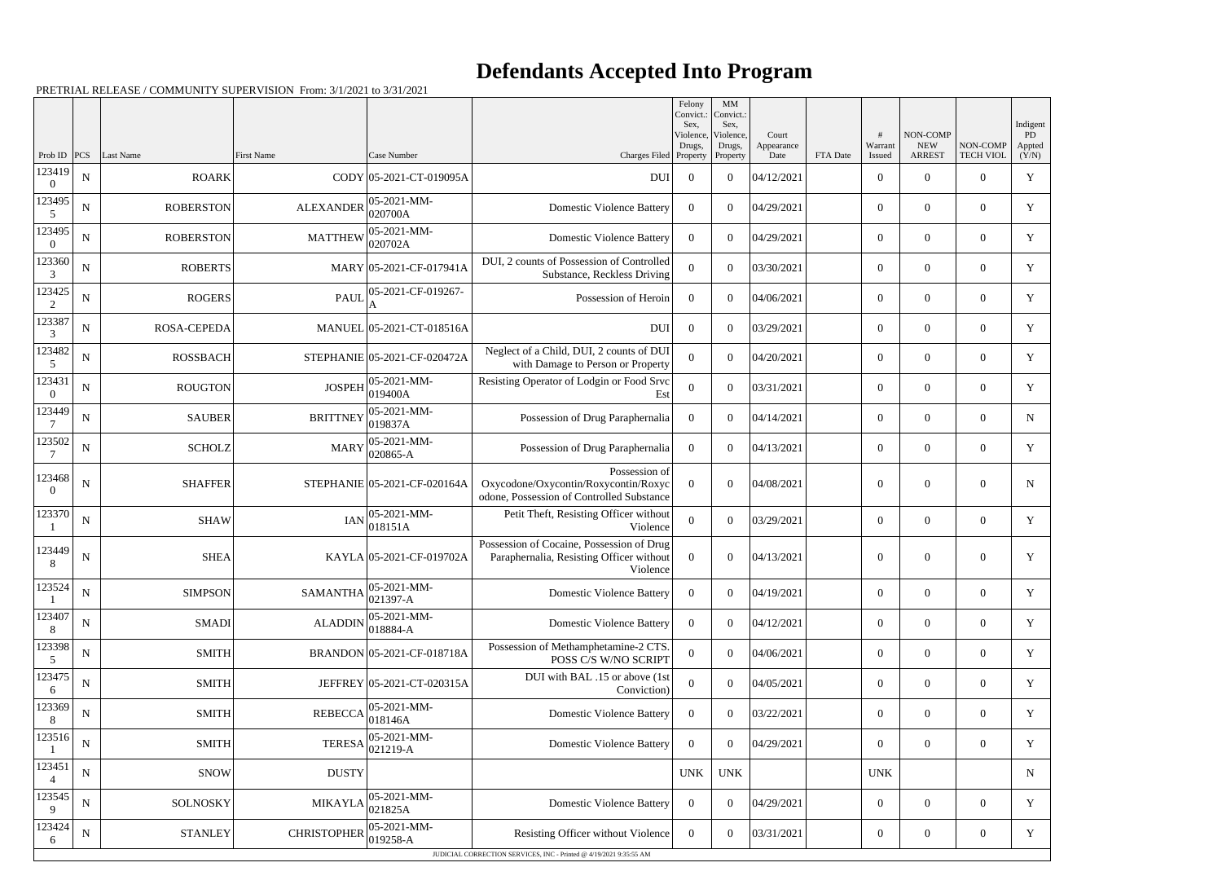# Defendants Accepted Into Program

PRETRIAL RELEASE / COMMUNITY SUPERVISION From: 3/1/2021 to 3/31/2021

| Prob ID | PCS | Last Name | First Name | Case Number | Charges Filed | Felony Convict.: Sex, Violence, Drugs, Property | MM Convict.: Sex, Violence, Drugs, Property | Court Appearance Date | FTA Date | # Warrant Issued | NON-COMP NEW ARREST | NON-COMP TECH VIOL | Indigent PD Appted (Y/N) |
|---|---|---|---|---|---|---|---|---|---|---|---|---|---|
| 1234190 | N | ROARK | CODY | 05-2021-CT-019095A | DUI | 0 | 0 | 04/12/2021 | | 0 | 0 | 0 | Y |
| 1234955 | N | ROBERSTON | ALEXANDER | 05-2021-MM-020700A | Domestic Violence Battery | 0 | 0 | 04/29/2021 | | 0 | 0 | 0 | Y |
| 1234950 | N | ROBERSTON | MATTHEW | 05-2021-MM-020702A | Domestic Violence Battery | 0 | 0 | 04/29/2021 | | 0 | 0 | 0 | Y |
| 1233603 | N | ROBERTS | MARY | 05-2021-CF-017941A | DUI, 2 counts of Possession of Controlled Substance, Reckless Driving | 0 | 0 | 03/30/2021 | | 0 | 0 | 0 | Y |
| 1234252 | N | ROGERS | PAUL | 05-2021-CF-019267-A | Possession of Heroin | 0 | 0 | 04/06/2021 | | 0 | 0 | 0 | Y |
| 1233873 | N | ROSA-CEPEDA | MANUEL | 05-2021-CT-018516A | DUI | 0 | 0 | 03/29/2021 | | 0 | 0 | 0 | Y |
| 1234825 | N | ROSSBACH | STEPHANIE | 05-2021-CF-020472A | Neglect of a Child, DUI, 2 counts of DUI with Damage to Person or Property | 0 | 0 | 04/20/2021 | | 0 | 0 | 0 | Y |
| 1234310 | N | ROUGTON | JOSPEH | 05-2021-MM-019400A | Resisting Operator of Lodgin or Food Srvc Est | 0 | 0 | 03/31/2021 | | 0 | 0 | 0 | Y |
| 1234497 | N | SAUBER | BRITTNEY | 05-2021-MM-019837A | Possession of Drug Paraphernalia | 0 | 0 | 04/14/2021 | | 0 | 0 | 0 | N |
| 1235027 | N | SCHOLZ | MARY | 05-2021-MM-020865-A | Possession of Drug Paraphernalia | 0 | 0 | 04/13/2021 | | 0 | 0 | 0 | Y |
| 1234680 | N | SHAFFER | STEPHANIE | 05-2021-CF-020164A | Possession of Oxycodone/Oxycontin/Roxycontin/Roxycodone, Possession of Controlled Substance | 0 | 0 | 04/08/2021 | | 0 | 0 | 0 | N |
| 1233701 | N | SHAW | IAN | 05-2021-MM-018151A | Petit Theft, Resisting Officer without Violence | 0 | 0 | 03/29/2021 | | 0 | 0 | 0 | Y |
| 1234498 | N | SHEA | KAYLA | 05-2021-CF-019702A | Possession of Cocaine, Possession of Drug Paraphernalia, Resisting Officer without Violence | 0 | 0 | 04/13/2021 | | 0 | 0 | 0 | Y |
| 1235241 | N | SIMPSON | SAMANTHA | 05-2021-MM-021397-A | Domestic Violence Battery | 0 | 0 | 04/19/2021 | | 0 | 0 | 0 | Y |
| 1234078 | N | SMADI | ALADDIN | 05-2021-MM-018884-A | Domestic Violence Battery | 0 | 0 | 04/12/2021 | | 0 | 0 | 0 | Y |
| 1233985 | N | SMITH | BRANDON | 05-2021-CF-018718A | Possession of Methamphetamine-2 CTS. POSS C/S W/NO SCRIPT | 0 | 0 | 04/06/2021 | | 0 | 0 | 0 | Y |
| 1234756 | N | SMITH | JEFFREY | 05-2021-CT-020315A | DUI with BAL .15 or above (1st Conviction) | 0 | 0 | 04/05/2021 | | 0 | 0 | 0 | Y |
| 1233698 | N | SMITH | REBECCA | 05-2021-MM-018146A | Domestic Violence Battery | 0 | 0 | 03/22/2021 | | 0 | 0 | 0 | Y |
| 1235161 | N | SMITH | TERESA | 05-2021-MM-021219-A | Domestic Violence Battery | 0 | 0 | 04/29/2021 | | 0 | 0 | 0 | Y |
| 1234514 | N | SNOW | DUSTY | | | UNK | UNK | | | UNK | | | N |
| 1235459 | N | SOLNOSKY | MIKAYLA | 05-2021-MM-021825A | Domestic Violence Battery | 0 | 0 | 04/29/2021 | | 0 | 0 | 0 | Y |
| 1234246 | N | STANLEY | CHRISTOPHER | 05-2021-MM-019258-A | Resisting Officer without Violence | 0 | 0 | 03/31/2021 | | 0 | 0 | 0 | Y |

JUDICIAL CORRECTION SERVICES, INC - Printed @ 4/19/2021 9:35:55 AM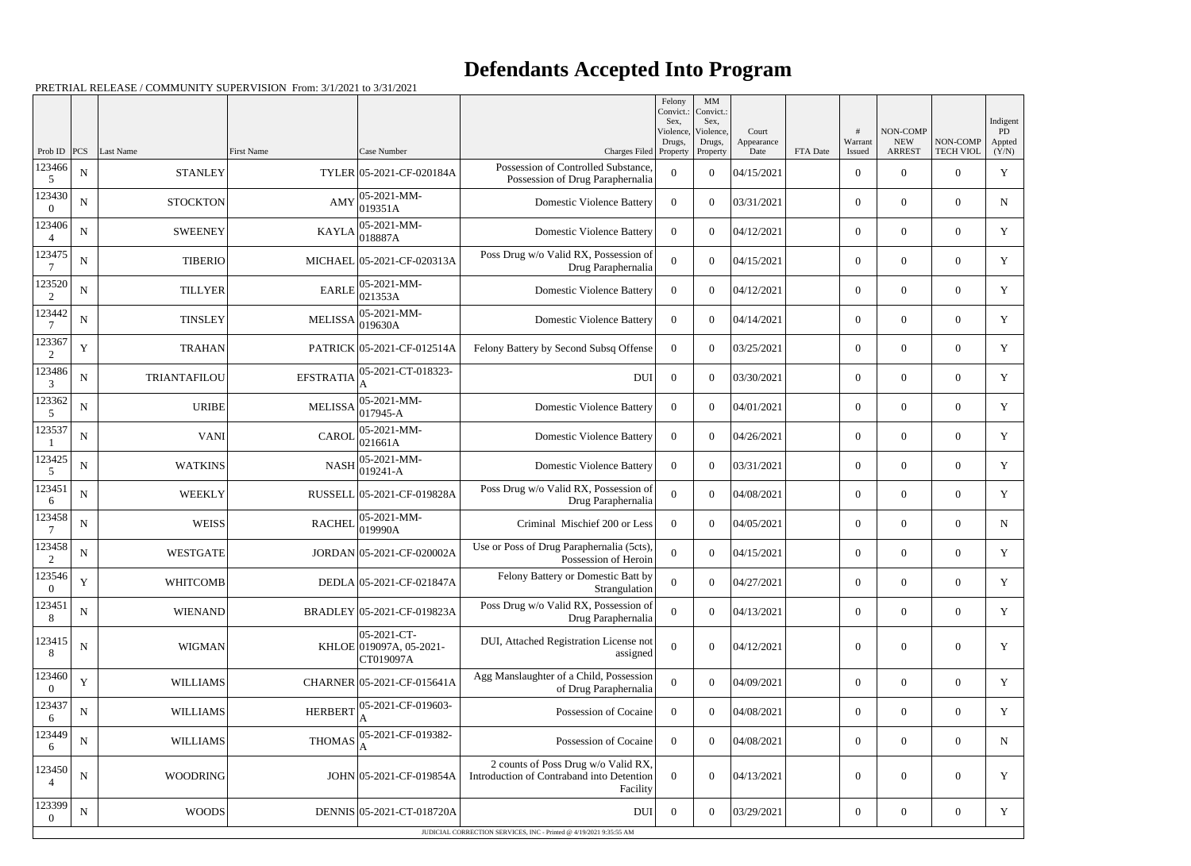# Defendants Accepted Into Program

PRETRIAL RELEASE / COMMUNITY SUPERVISION From: 3/1/2021 to 3/31/2021

| Prob ID | PCS | Last Name | First Name | Case Number | Charges Filed | Felony Convict.: Sex, Violence, Drugs, Property | MM Convict.: Sex, Violence, Drugs, Property | Court Appearance Date | FTA Date | # Warrant Issued | NON-COMP NEW ARREST | NON-COMP TECH VIOL | Indigent PD Appted (Y/N) |
|---|---|---|---|---|---|---|---|---|---|---|---|---|---|
| 1234665 | N | STANLEY | TYLER | 05-2021-CF-020184A | Possession of Controlled Substance, Possession of Drug Paraphernalia | 0 | 0 | 04/15/2021 | | 0 | 0 | 0 | Y |
| 1234300 | N | STOCKTON | AMY | 05-2021-MM-019351A | Domestic Violence Battery | 0 | 0 | 03/31/2021 | | 0 | 0 | 0 | N |
| 1234064 | N | SWEENEY | KAYLA | 05-2021-MM-018887A | Domestic Violence Battery | 0 | 0 | 04/12/2021 | | 0 | 0 | 0 | Y |
| 1234757 | N | TIBERIO | MICHAEL | 05-2021-CF-020313A | Poss Drug w/o Valid RX, Possession of Drug Paraphernalia | 0 | 0 | 04/15/2021 | | 0 | 0 | 0 | Y |
| 1235202 | N | TILLYER | EARLE | 05-2021-MM-021353A | Domestic Violence Battery | 0 | 0 | 04/12/2021 | | 0 | 0 | 0 | Y |
| 1234427 | N | TINSLEY | MELISSA | 05-2021-MM-019630A | Domestic Violence Battery | 0 | 0 | 04/14/2021 | | 0 | 0 | 0 | Y |
| 1233672 | Y | TRAHAN | PATRICK | 05-2021-CF-012514A | Felony Battery by Second Subsq Offense | 0 | 0 | 03/25/2021 | | 0 | 0 | 0 | Y |
| 1234863 | N | TRIANTAFILOU | EFSTRATIA | 05-2021-CT-018323-A | DUI | 0 | 0 | 03/30/2021 | | 0 | 0 | 0 | Y |
| 1233625 | N | URIBE | MELISSA | 05-2021-MM-017945-A | Domestic Violence Battery | 0 | 0 | 04/01/2021 | | 0 | 0 | 0 | Y |
| 1235371 | N | VANI | CAROL | 05-2021-MM-021661A | Domestic Violence Battery | 0 | 0 | 04/26/2021 | | 0 | 0 | 0 | Y |
| 1234255 | N | WATKINS | NASH | 05-2021-MM-019241-A | Domestic Violence Battery | 0 | 0 | 03/31/2021 | | 0 | 0 | 0 | Y |
| 1234516 | N | WEEKLY | RUSSELL | 05-2021-CF-019828A | Poss Drug w/o Valid RX, Possession of Drug Paraphernalia | 0 | 0 | 04/08/2021 | | 0 | 0 | 0 | Y |
| 1234587 | N | WEISS | RACHEL | 05-2021-MM-019990A | Criminal Mischief 200 or Less | 0 | 0 | 04/05/2021 | | 0 | 0 | 0 | N |
| 1234582 | N | WESTGATE | JORDAN | 05-2021-CF-020002A | Use or Poss of Drug Paraphernalia (5cts), Possession of Heroin | 0 | 0 | 04/15/2021 | | 0 | 0 | 0 | Y |
| 1235460 | Y | WHITCOMB | DEDLA | 05-2021-CF-021847A | Felony Battery or Domestic Batt by Strangulation | 0 | 0 | 04/27/2021 | | 0 | 0 | 0 | Y |
| 1234518 | N | WIENAND | BRADLEY | 05-2021-CF-019823A | Poss Drug w/o Valid RX, Possession of Drug Paraphernalia | 0 | 0 | 04/13/2021 | | 0 | 0 | 0 | Y |
| 1234158 | N | WIGMAN | KHLOE | 05-2021-CT-019097A, 05-2021-CT019097A | DUI, Attached Registration License not assigned | 0 | 0 | 04/12/2021 | | 0 | 0 | 0 | Y |
| 1234600 | Y | WILLIAMS | CHARNER | 05-2021-CF-015641A | Agg Manslaughter of a Child, Possession of Drug Paraphernalia | 0 | 0 | 04/09/2021 | | 0 | 0 | 0 | Y |
| 1234376 | N | WILLIAMS | HERBERT | 05-2021-CF-019603-A | Possession of Cocaine | 0 | 0 | 04/08/2021 | | 0 | 0 | 0 | Y |
| 1234496 | N | WILLIAMS | THOMAS | 05-2021-CF-019382-A | Possession of Cocaine | 0 | 0 | 04/08/2021 | | 0 | 0 | 0 | N |
| 1234504 | N | WOODRING | JOHN | 05-2021-CF-019854A | 2 counts of Poss Drug w/o Valid RX, Introduction of Contraband into Detention Facility | 0 | 0 | 04/13/2021 | | 0 | 0 | 0 | Y |
| 1233990 | N | WOODS | DENNIS | 05-2021-CT-018720A | DUI | 0 | 0 | 03/29/2021 | | 0 | 0 | 0 | Y |

JUDICIAL CORRECTION SERVICES, INC - Printed @ 4/19/2021 9:35:55 AM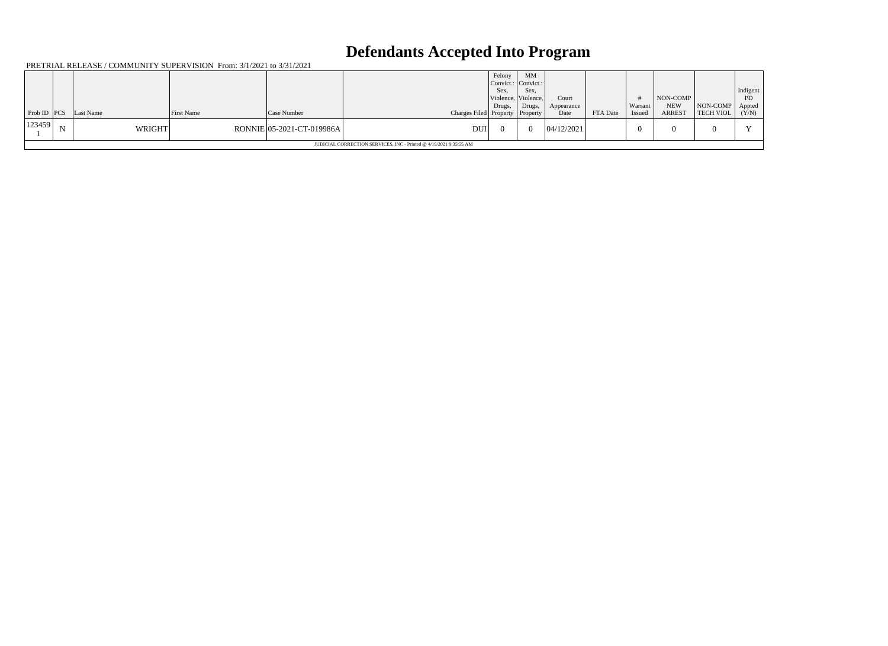# Defendants Accepted Into Program

PRETRIAL RELEASE / COMMUNITY SUPERVISION From: 3/1/2021 to 3/31/2021

| Prob ID | PCS | Last Name | First Name | Case Number | Charges Filed | Felony Convict.: Sex, Violence, Drugs, Property | MM Convict.: Sex, Violence, Drugs, Property | Court Appearance Date | FTA Date | # Warrant Issued | NON-COMP NEW ARREST | NON-COMP TECH VIOL | Indigent PD Appted (Y/N) |
|---|---|---|---|---|---|---|---|---|---|---|---|---|---|
| 1234591 | N | WRIGHT | RONNIE | 05-2021-CT-019986A | DUI | 0 | 0 | 04/12/2021 | | 0 | 0 | 0 | Y |

JUDICIAL CORRECTION SERVICES, INC - Printed @ 4/19/2021 9:35:55 AM